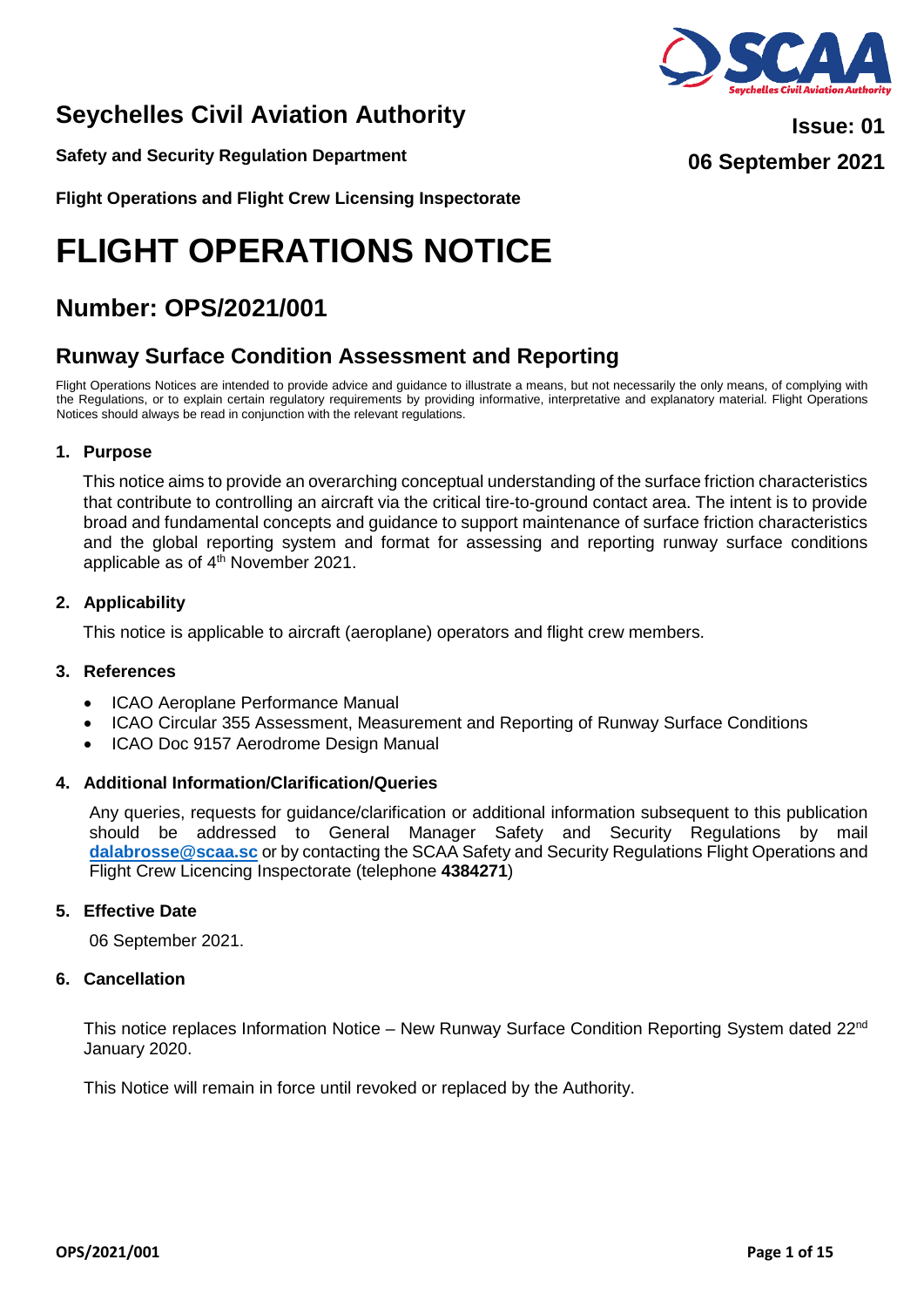# Seychelles Civil Aviation Authority

**Issue: 01**

**06 September 2021**

**Safety and Security Regulation Department**

**Flight Operations and Flight Crew Licensing Inspectorate**

# FLIGHT OPERATIONS NOTICE

## Number: OPS/2021/001

## Runway Surface Condition Assessment and Reporting

Flight Operations Notices are intended to provide advice and guidance to illustrate a means, but not necessarily the only means, of complying with the Regulations, or to explain certain regulatory requirements by providing informative, interpretative and explanatory material. Flight Operations Notices should always be read in conjunction with the relevant regulations.

### 1. Purpose

This notice aims to provide an overarching conceptual understanding of the surface friction characteristics that contribute to controlling an aircraft via the critical tire-to-ground contact area. The intent is to provide broad and fundamental concepts and guidance to support maintenance of surface friction characteristics and the global reporting system and format for assessing and reporting runway surface conditions applicable as of 4th November 2021.

### 2. Applicability

This notice is applicable to aircraft (aeroplane) operators and flight crew members.

### 3. References

- ICAO Aeroplane Performance Manual
- ICAO Circular 355 Assessment, Measurement and Reporting of Runway Surface Conditions
- ICAO Doc 9157 Aerodrome Design Manual

### 4. Additional Information/Clarification/Queries

Any queries, requests for guidance/clarification or additional information subsequent to this publication should be addressed to General Manager Safety and Security Regulations by mail **dalabrosse@scaa.sc** or by contacting the SCAA Safety and Security Regulations Flight Operations and Flight Crew Licencing Inspectorate (telephone **4384271**)

### 5. Effective Date

06 September 2021.

### 6. Cancellation

This notice replaces Information Notice – New Runway Surface Condition Reporting System dated 22nd January 2020.

This Notice will remain in force until revoked or replaced by the Authority.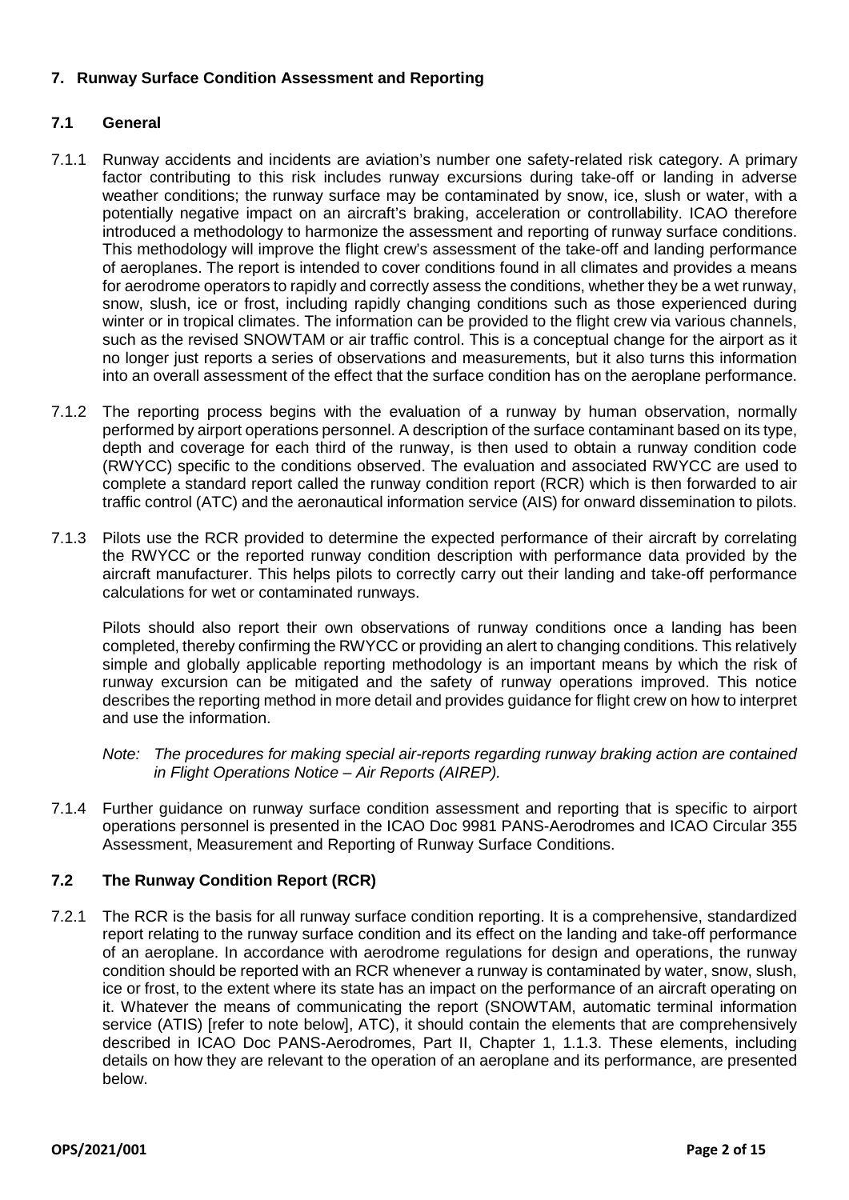## 7. Runway Surface Condition Assessment and Reporting

### 7.1 General

7.1.1 Runway accidents and incidents are aviation's number one safety-related risk category. A primary factor contributing to this risk includes runway excursions during take-off or landing in adverse weather conditions; the runway surface may be contaminated by snow, ice, slush or water, with a potentially negative impact on an aircraft's braking, acceleration or controllability. ICAO therefore introduced a methodology to harmonize the assessment and reporting of runway surface conditions. This methodology will improve the flight crew's assessment of the take-off and landing performance of aeroplanes. The report is intended to cover conditions found in all climates and provides a means for aerodrome operators to rapidly and correctly assess the conditions, whether they be a wet runway, snow, slush, ice or frost, including rapidly changing conditions such as those experienced during winter or in tropical climates. The information can be provided to the flight crew via various channels, such as the revised SNOWTAM or air traffic control. This is a conceptual change for the airport as it no longer just reports a series of observations and measurements, but it also turns this information into an overall assessment of the effect that the surface condition has on the aeroplane performance.

7.1.2 The reporting process begins with the evaluation of a runway by human observation, normally performed by airport operations personnel. A description of the surface contaminant based on its type, depth and coverage for each third of the runway, is then used to obtain a runway condition code (RWYCC) specific to the conditions observed. The evaluation and associated RWYCC are used to complete a standard report called the runway condition report (RCR) which is then forwarded to air traffic control (ATC) and the aeronautical information service (AIS) for onward dissemination to pilots.

7.1.3 Pilots use the RCR provided to determine the expected performance of their aircraft by correlating the RWYCC or the reported runway condition description with performance data provided by the aircraft manufacturer. This helps pilots to correctly carry out their landing and take-off performance calculations for wet or contaminated runways.

Pilots should also report their own observations of runway conditions once a landing has been completed, thereby confirming the RWYCC or providing an alert to changing conditions. This relatively simple and globally applicable reporting methodology is an important means by which the risk of runway excursion can be mitigated and the safety of runway operations improved. This notice describes the reporting method in more detail and provides guidance for flight crew on how to interpret and use the information.

*Note: The procedures for making special air-reports regarding runway braking action are contained in Flight Operations Notice – Air Reports (AIREP).*

7.1.4 Further guidance on runway surface condition assessment and reporting that is specific to airport operations personnel is presented in the ICAO Doc 9981 PANS-Aerodromes and ICAO Circular 355 Assessment, Measurement and Reporting of Runway Surface Conditions.

### 7.2 The Runway Condition Report (RCR)

7.2.1 The RCR is the basis for all runway surface condition reporting. It is a comprehensive, standardized report relating to the runway surface condition and its effect on the landing and take-off performance of an aeroplane. In accordance with aerodrome regulations for design and operations, the runway condition should be reported with an RCR whenever a runway is contaminated by water, snow, slush, ice or frost, to the extent where its state has an impact on the performance of an aircraft operating on it. Whatever the means of communicating the report (SNOWTAM, automatic terminal information service (ATIS) [refer to note below], ATC), it should contain the elements that are comprehensively described in ICAO Doc PANS-Aerodromes, Part II, Chapter 1, 1.1.3. These elements, including details on how they are relevant to the operation of an aeroplane and its performance, are presented below.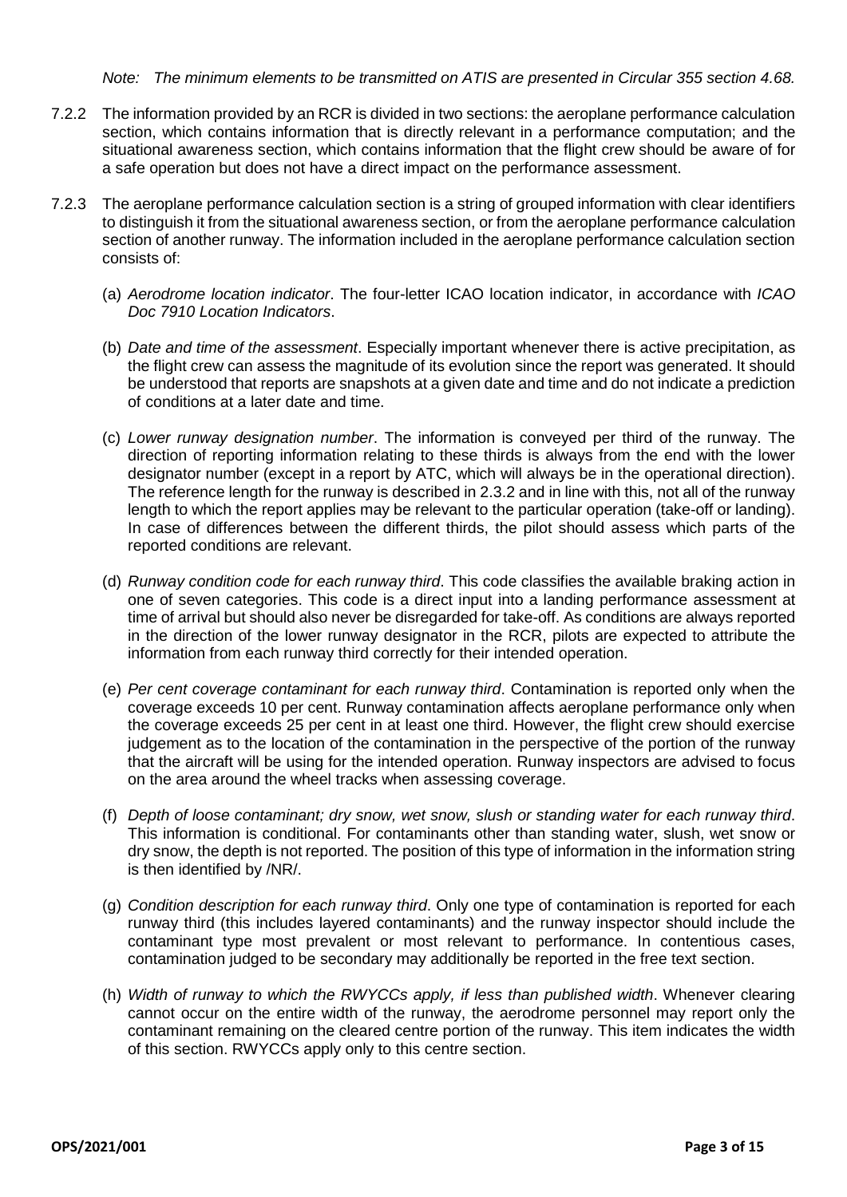*Note: The minimum elements to be transmitted on ATIS are presented in Circular 355 section 4.68.*

7.2.2 The information provided by an RCR is divided in two sections: the aeroplane performance calculation section, which contains information that is directly relevant in a performance computation; and the situational awareness section, which contains information that the flight crew should be aware of for a safe operation but does not have a direct impact on the performance assessment.

7.2.3 The aeroplane performance calculation section is a string of grouped information with clear identifiers to distinguish it from the situational awareness section, or from the aeroplane performance calculation section of another runway. The information included in the aeroplane performance calculation section consists of:

(a) *Aerodrome location indicator*. The four-letter ICAO location indicator, in accordance with *ICAO Doc 7910 Location Indicators*.

(b) *Date and time of the assessment*. Especially important whenever there is active precipitation, as the flight crew can assess the magnitude of its evolution since the report was generated. It should be understood that reports are snapshots at a given date and time and do not indicate a prediction of conditions at a later date and time.

(c) *Lower runway designation number*. The information is conveyed per third of the runway. The direction of reporting information relating to these thirds is always from the end with the lower designator number (except in a report by ATC, which will always be in the operational direction). The reference length for the runway is described in 2.3.2 and in line with this, not all of the runway length to which the report applies may be relevant to the particular operation (take-off or landing). In case of differences between the different thirds, the pilot should assess which parts of the reported conditions are relevant.

(d) *Runway condition code for each runway third*. This code classifies the available braking action in one of seven categories. This code is a direct input into a landing performance assessment at time of arrival but should also never be disregarded for take-off. As conditions are always reported in the direction of the lower runway designator in the RCR, pilots are expected to attribute the information from each runway third correctly for their intended operation.

(e) *Per cent coverage contaminant for each runway third*. Contamination is reported only when the coverage exceeds 10 per cent. Runway contamination affects aeroplane performance only when the coverage exceeds 25 per cent in at least one third. However, the flight crew should exercise judgement as to the location of the contamination in the perspective of the portion of the runway that the aircraft will be using for the intended operation. Runway inspectors are advised to focus on the area around the wheel tracks when assessing coverage.

(f) *Depth of loose contaminant; dry snow, wet snow, slush or standing water for each runway third*. This information is conditional. For contaminants other than standing water, slush, wet snow or dry snow, the depth is not reported. The position of this type of information in the information string is then identified by /NR/.

(g) *Condition description for each runway third*. Only one type of contamination is reported for each runway third (this includes layered contaminants) and the runway inspector should include the contaminant type most prevalent or most relevant to performance. In contentious cases, contamination judged to be secondary may additionally be reported in the free text section.

(h) *Width of runway to which the RWYCCs apply, if less than published width*. Whenever clearing cannot occur on the entire width of the runway, the aerodrome personnel may report only the contaminant remaining on the cleared centre portion of the runway. This item indicates the width of this section. RWYCCs apply only to this centre section.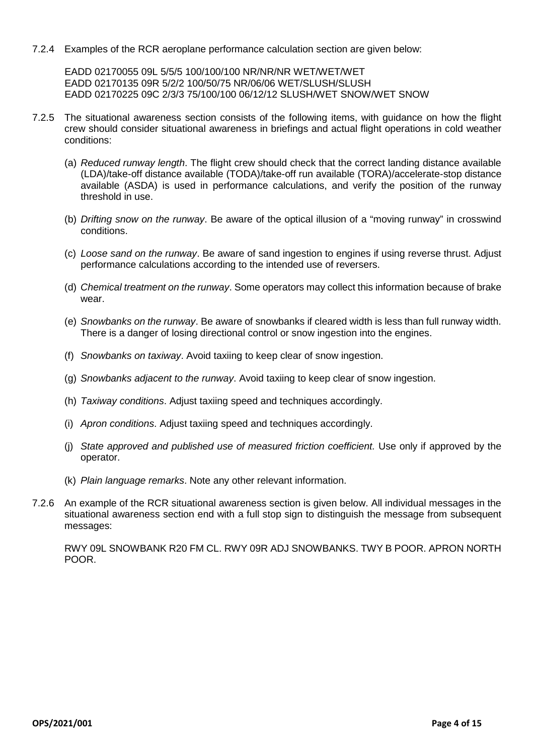7.2.4 Examples of the RCR aeroplane performance calculation section are given below:

EADD 02170055 09L 5/5/5 100/100/100 NR/NR/NR WET/WET/WET
EADD 02170135 09R 5/2/2 100/50/75 NR/06/06 WET/SLUSH/SLUSH
EADD 02170225 09C 2/3/3 75/100/100 06/12/12 SLUSH/WET SNOW/WET SNOW

7.2.5 The situational awareness section consists of the following items, with guidance on how the flight crew should consider situational awareness in briefings and actual flight operations in cold weather conditions:

(a) *Reduced runway length*. The flight crew should check that the correct landing distance available (LDA)/take-off distance available (TODA)/take-off run available (TORA)/accelerate-stop distance available (ASDA) is used in performance calculations, and verify the position of the runway threshold in use.

(b) *Drifting snow on the runway*. Be aware of the optical illusion of a "moving runway" in crosswind conditions.

(c) *Loose sand on the runway*. Be aware of sand ingestion to engines if using reverse thrust. Adjust performance calculations according to the intended use of reversers.

(d) *Chemical treatment on the runway*. Some operators may collect this information because of brake wear.

(e) *Snowbanks on the runway*. Be aware of snowbanks if cleared width is less than full runway width. There is a danger of losing directional control or snow ingestion into the engines.

(f) *Snowbanks on taxiway*. Avoid taxiing to keep clear of snow ingestion.

(g) *Snowbanks adjacent to the runway*. Avoid taxiing to keep clear of snow ingestion.

(h) *Taxiway conditions*. Adjust taxiing speed and techniques accordingly.

(i) *Apron conditions*. Adjust taxiing speed and techniques accordingly.

(j) *State approved and published use of measured friction coefficient.* Use only if approved by the operator.

(k) *Plain language remarks*. Note any other relevant information.

7.2.6 An example of the RCR situational awareness section is given below. All individual messages in the situational awareness section end with a full stop sign to distinguish the message from subsequent messages:

RWY 09L SNOWBANK R20 FM CL. RWY 09R ADJ SNOWBANKS. TWY B POOR. APRON NORTH POOR.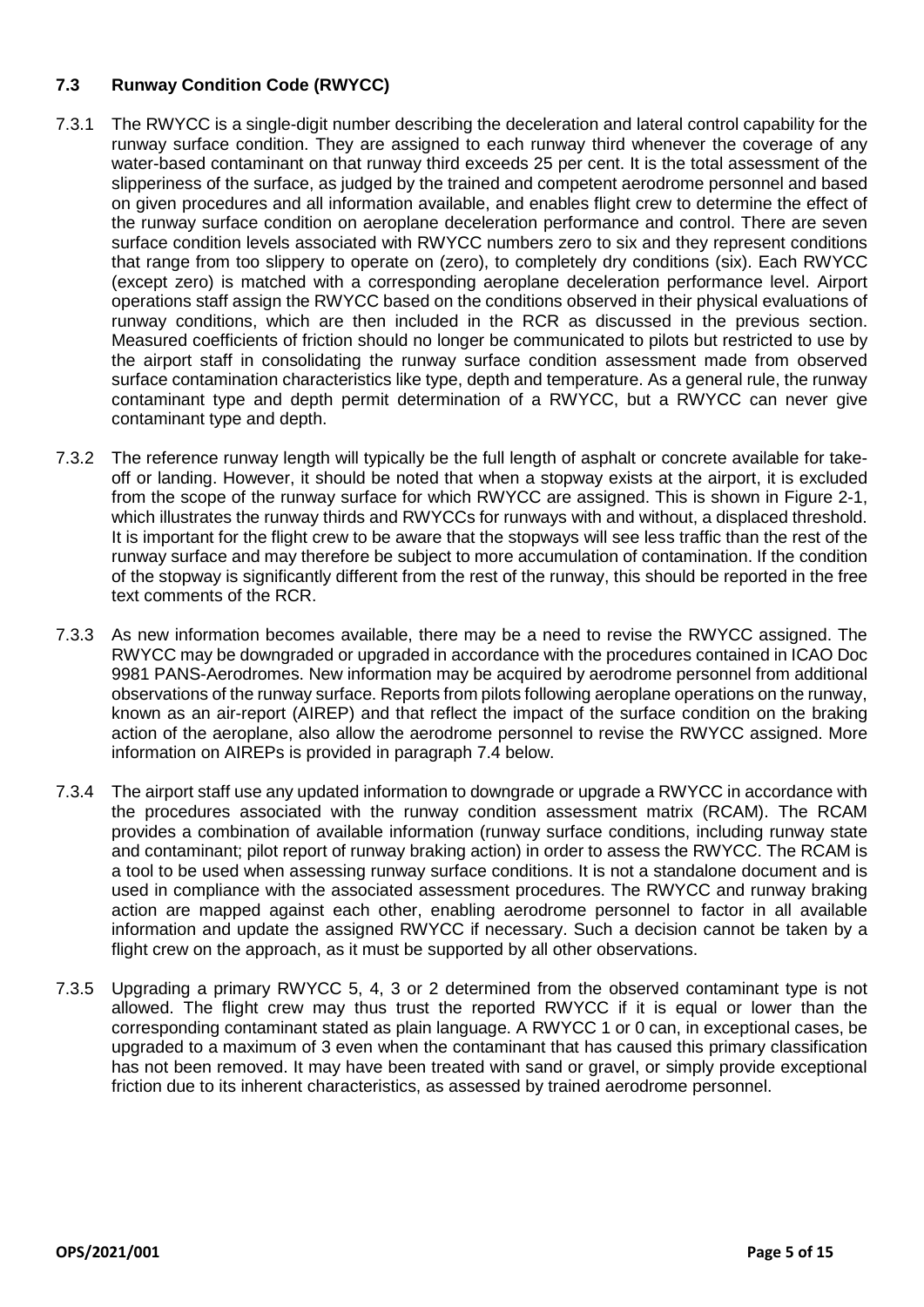### 7.3 Runway Condition Code (RWYCC)

7.3.1 The RWYCC is a single-digit number describing the deceleration and lateral control capability for the runway surface condition. They are assigned to each runway third whenever the coverage of any water-based contaminant on that runway third exceeds 25 per cent. It is the total assessment of the slipperiness of the surface, as judged by the trained and competent aerodrome personnel and based on given procedures and all information available, and enables flight crew to determine the effect of the runway surface condition on aeroplane deceleration performance and control. There are seven surface condition levels associated with RWYCC numbers zero to six and they represent conditions that range from too slippery to operate on (zero), to completely dry conditions (six). Each RWYCC (except zero) is matched with a corresponding aeroplane deceleration performance level. Airport operations staff assign the RWYCC based on the conditions observed in their physical evaluations of runway conditions, which are then included in the RCR as discussed in the previous section. Measured coefficients of friction should no longer be communicated to pilots but restricted to use by the airport staff in consolidating the runway surface condition assessment made from observed surface contamination characteristics like type, depth and temperature. As a general rule, the runway contaminant type and depth permit determination of a RWYCC, but a RWYCC can never give contaminant type and depth.

7.3.2 The reference runway length will typically be the full length of asphalt or concrete available for take-off or landing. However, it should be noted that when a stopway exists at the airport, it is excluded from the scope of the runway surface for which RWYCC are assigned. This is shown in Figure 2-1, which illustrates the runway thirds and RWYCCs for runways with and without, a displaced threshold. It is important for the flight crew to be aware that the stopways will see less traffic than the rest of the runway surface and may therefore be subject to more accumulation of contamination. If the condition of the stopway is significantly different from the rest of the runway, this should be reported in the free text comments of the RCR.

7.3.3 As new information becomes available, there may be a need to revise the RWYCC assigned. The RWYCC may be downgraded or upgraded in accordance with the procedures contained in ICAO Doc 9981 PANS-Aerodromes. New information may be acquired by aerodrome personnel from additional observations of the runway surface. Reports from pilots following aeroplane operations on the runway, known as an air-report (AIREP) and that reflect the impact of the surface condition on the braking action of the aeroplane, also allow the aerodrome personnel to revise the RWYCC assigned. More information on AIREPs is provided in paragraph 7.4 below.

7.3.4 The airport staff use any updated information to downgrade or upgrade a RWYCC in accordance with the procedures associated with the runway condition assessment matrix (RCAM). The RCAM provides a combination of available information (runway surface conditions, including runway state and contaminant; pilot report of runway braking action) in order to assess the RWYCC. The RCAM is a tool to be used when assessing runway surface conditions. It is not a standalone document and is used in compliance with the associated assessment procedures. The RWYCC and runway braking action are mapped against each other, enabling aerodrome personnel to factor in all available information and update the assigned RWYCC if necessary. Such a decision cannot be taken by a flight crew on the approach, as it must be supported by all other observations.

7.3.5 Upgrading a primary RWYCC 5, 4, 3 or 2 determined from the observed contaminant type is not allowed. The flight crew may thus trust the reported RWYCC if it is equal or lower than the corresponding contaminant stated as plain language. A RWYCC 1 or 0 can, in exceptional cases, be upgraded to a maximum of 3 even when the contaminant that has caused this primary classification has not been removed. It may have been treated with sand or gravel, or simply provide exceptional friction due to its inherent characteristics, as assessed by trained aerodrome personnel.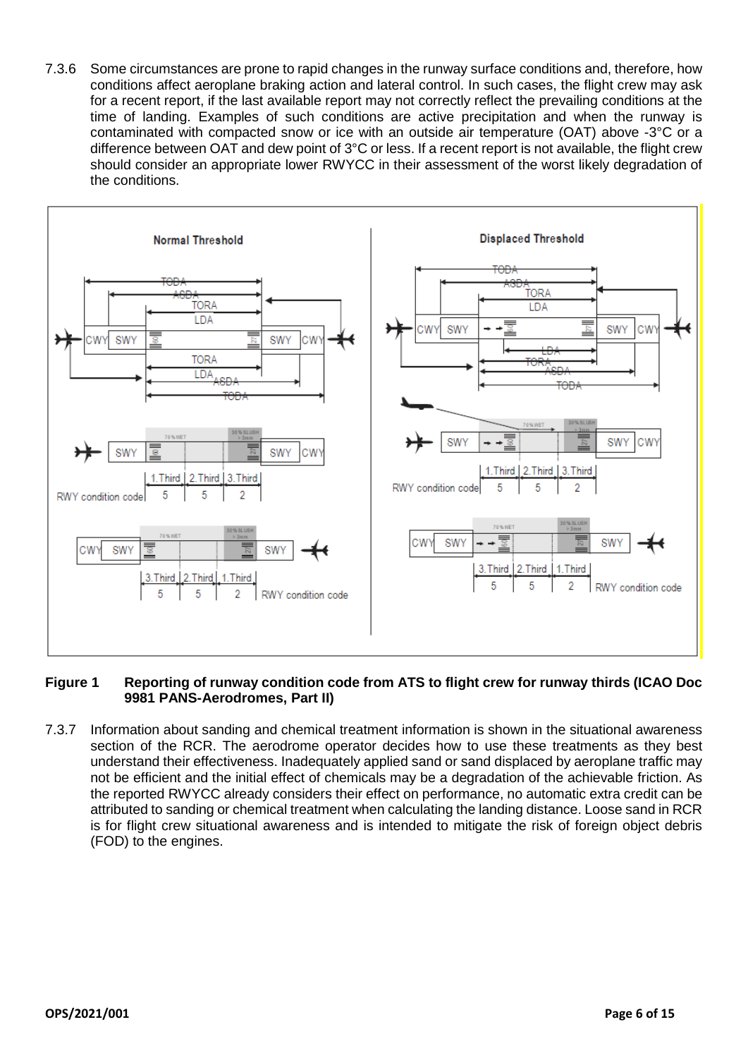7.3.6 Some circumstances are prone to rapid changes in the runway surface conditions and, therefore, how conditions affect aeroplane braking action and lateral control. In such cases, the flight crew may ask for a recent report, if the last available report may not correctly reflect the prevailing conditions at the time of landing. Examples of such conditions are active precipitation and when the runway is contaminated with compacted snow or ice with an outside air temperature (OAT) above -3°C or a difference between OAT and dew point of 3°C or less. If a recent report is not available, the flight crew should consider an appropriate lower RWYCC in their assessment of the worst likely degradation of the conditions.

**Figure 1 Reporting of runway condition code from ATS to flight crew for runway thirds (ICAO Doc 9981 PANS-Aerodromes, Part II)**

7.3.7 Information about sanding and chemical treatment information is shown in the situational awareness section of the RCR. The aerodrome operator decides how to use these treatments as they best understand their effectiveness. Inadequately applied sand or sand displaced by aeroplane traffic may not be efficient and the initial effect of chemicals may be a degradation of the achievable friction. As the reported RWYCC already considers their effect on performance, no automatic extra credit can be attributed to sanding or chemical treatment when calculating the landing distance. Loose sand in RCR is for flight crew situational awareness and is intended to mitigate the risk of foreign object debris (FOD) to the engines.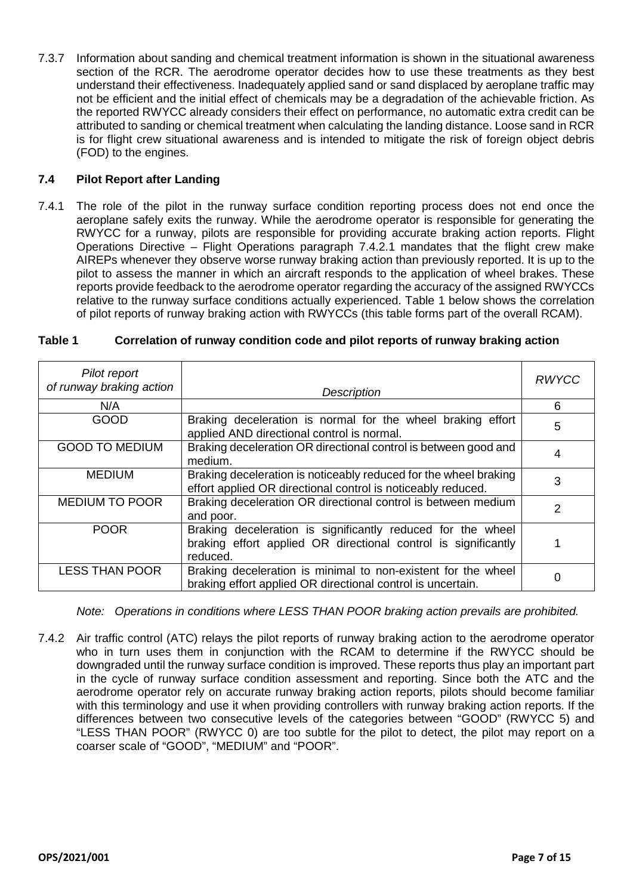7.3.7 Information about sanding and chemical treatment information is shown in the situational awareness section of the RCR. The aerodrome operator decides how to use these treatments as they best understand their effectiveness. Inadequately applied sand or sand displaced by aeroplane traffic may not be efficient and the initial effect of chemicals may be a degradation of the achievable friction. As the reported RWYCC already considers their effect on performance, no automatic extra credit can be attributed to sanding or chemical treatment when calculating the landing distance. Loose sand in RCR is for flight crew situational awareness and is intended to mitigate the risk of foreign object debris (FOD) to the engines.

### 7.4 Pilot Report after Landing

7.4.1 The role of the pilot in the runway surface condition reporting process does not end once the aeroplane safely exits the runway. While the aerodrome operator is responsible for generating the RWYCC for a runway, pilots are responsible for providing accurate braking action reports. Flight Operations Directive – Flight Operations paragraph 7.4.2.1 mandates that the flight crew make AIREPs whenever they observe worse runway braking action than previously reported. It is up to the pilot to assess the manner in which an aircraft responds to the application of wheel brakes. These reports provide feedback to the aerodrome operator regarding the accuracy of the assigned RWYCCs relative to the runway surface conditions actually experienced. Table 1 below shows the correlation of pilot reports of runway braking action with RWYCCs (this table forms part of the overall RCAM).

**Table 1 Correlation of runway condition code and pilot reports of runway braking action**

| *Pilot report of runway braking action* | *Description* | *RWYCC* |
|---|---|---|
| N/A | | 6 |
| GOOD | Braking deceleration is normal for the wheel braking effort applied AND directional control is normal. | 5 |
| GOOD TO MEDIUM | Braking deceleration OR directional control is between good and medium. | 4 |
| MEDIUM | Braking deceleration is noticeably reduced for the wheel braking effort applied OR directional control is noticeably reduced. | 3 |
| MEDIUM TO POOR | Braking deceleration OR directional control is between medium and poor. | 2 |
| POOR | Braking deceleration is significantly reduced for the wheel braking effort applied OR directional control is significantly reduced. | 1 |
| LESS THAN POOR | Braking deceleration is minimal to non-existent for the wheel braking effort applied OR directional control is uncertain. | 0 |

*Note: Operations in conditions where LESS THAN POOR braking action prevails are prohibited.*

7.4.2 Air traffic control (ATC) relays the pilot reports of runway braking action to the aerodrome operator who in turn uses them in conjunction with the RCAM to determine if the RWYCC should be downgraded until the runway surface condition is improved. These reports thus play an important part in the cycle of runway surface condition assessment and reporting. Since both the ATC and the aerodrome operator rely on accurate runway braking action reports, pilots should become familiar with this terminology and use it when providing controllers with runway braking action reports. If the differences between two consecutive levels of the categories between "GOOD" (RWYCC 5) and "LESS THAN POOR" (RWYCC 0) are too subtle for the pilot to detect, the pilot may report on a coarser scale of "GOOD", "MEDIUM" and "POOR".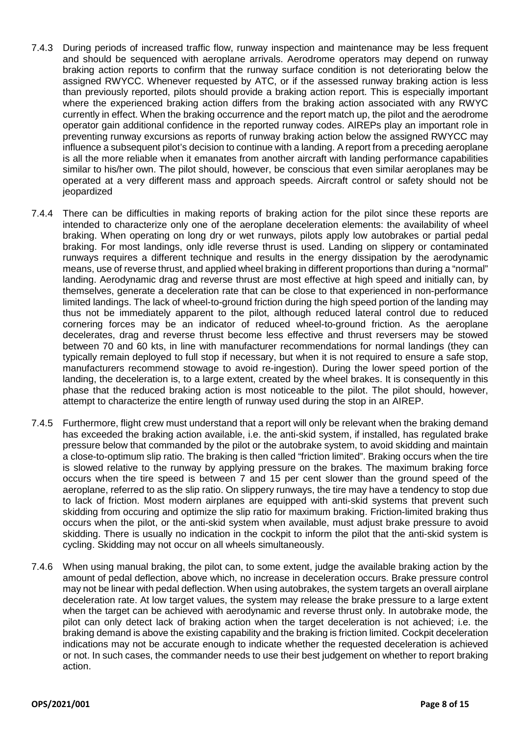7.4.3 During periods of increased traffic flow, runway inspection and maintenance may be less frequent and should be sequenced with aeroplane arrivals. Aerodrome operators may depend on runway braking action reports to confirm that the runway surface condition is not deteriorating below the assigned RWYCC. Whenever requested by ATC, or if the assessed runway braking action is less than previously reported, pilots should provide a braking action report. This is especially important where the experienced braking action differs from the braking action associated with any RWYC currently in effect. When the braking occurrence and the report match up, the pilot and the aerodrome operator gain additional confidence in the reported runway codes. AIREPs play an important role in preventing runway excursions as reports of runway braking action below the assigned RWYCC may influence a subsequent pilot's decision to continue with a landing. A report from a preceding aeroplane is all the more reliable when it emanates from another aircraft with landing performance capabilities similar to his/her own. The pilot should, however, be conscious that even similar aeroplanes may be operated at a very different mass and approach speeds. Aircraft control or safety should not be jeopardized

7.4.4 There can be difficulties in making reports of braking action for the pilot since these reports are intended to characterize only one of the aeroplane deceleration elements: the availability of wheel braking. When operating on long dry or wet runways, pilots apply low autobrakes or partial pedal braking. For most landings, only idle reverse thrust is used. Landing on slippery or contaminated runways requires a different technique and results in the energy dissipation by the aerodynamic means, use of reverse thrust, and applied wheel braking in different proportions than during a "normal" landing. Aerodynamic drag and reverse thrust are most effective at high speed and initially can, by themselves, generate a deceleration rate that can be close to that experienced in non-performance limited landings. The lack of wheel-to-ground friction during the high speed portion of the landing may thus not be immediately apparent to the pilot, although reduced lateral control due to reduced cornering forces may be an indicator of reduced wheel-to-ground friction. As the aeroplane decelerates, drag and reverse thrust become less effective and thrust reversers may be stowed between 70 and 60 kts, in line with manufacturer recommendations for normal landings (they can typically remain deployed to full stop if necessary, but when it is not required to ensure a safe stop, manufacturers recommend stowage to avoid re-ingestion). During the lower speed portion of the landing, the deceleration is, to a large extent, created by the wheel brakes. It is consequently in this phase that the reduced braking action is most noticeable to the pilot. The pilot should, however, attempt to characterize the entire length of runway used during the stop in an AIREP.

7.4.5 Furthermore, flight crew must understand that a report will only be relevant when the braking demand has exceeded the braking action available, i.e. the anti-skid system, if installed, has regulated brake pressure below that commanded by the pilot or the autobrake system, to avoid skidding and maintain a close-to-optimum slip ratio. The braking is then called "friction limited". Braking occurs when the tire is slowed relative to the runway by applying pressure on the brakes. The maximum braking force occurs when the tire speed is between 7 and 15 per cent slower than the ground speed of the aeroplane, referred to as the slip ratio. On slippery runways, the tire may have a tendency to stop due to lack of friction. Most modern airplanes are equipped with anti-skid systems that prevent such skidding from occuring and optimize the slip ratio for maximum braking. Friction-limited braking thus occurs when the pilot, or the anti-skid system when available, must adjust brake pressure to avoid skidding. There is usually no indication in the cockpit to inform the pilot that the anti-skid system is cycling. Skidding may not occur on all wheels simultaneously.

7.4.6 When using manual braking, the pilot can, to some extent, judge the available braking action by the amount of pedal deflection, above which, no increase in deceleration occurs. Brake pressure control may not be linear with pedal deflection. When using autobrakes, the system targets an overall airplane deceleration rate. At low target values, the system may release the brake pressure to a large extent when the target can be achieved with aerodynamic and reverse thrust only. In autobrake mode, the pilot can only detect lack of braking action when the target deceleration is not achieved; i.e. the braking demand is above the existing capability and the braking is friction limited. Cockpit deceleration indications may not be accurate enough to indicate whether the requested deceleration is achieved or not. In such cases, the commander needs to use their best judgement on whether to report braking action.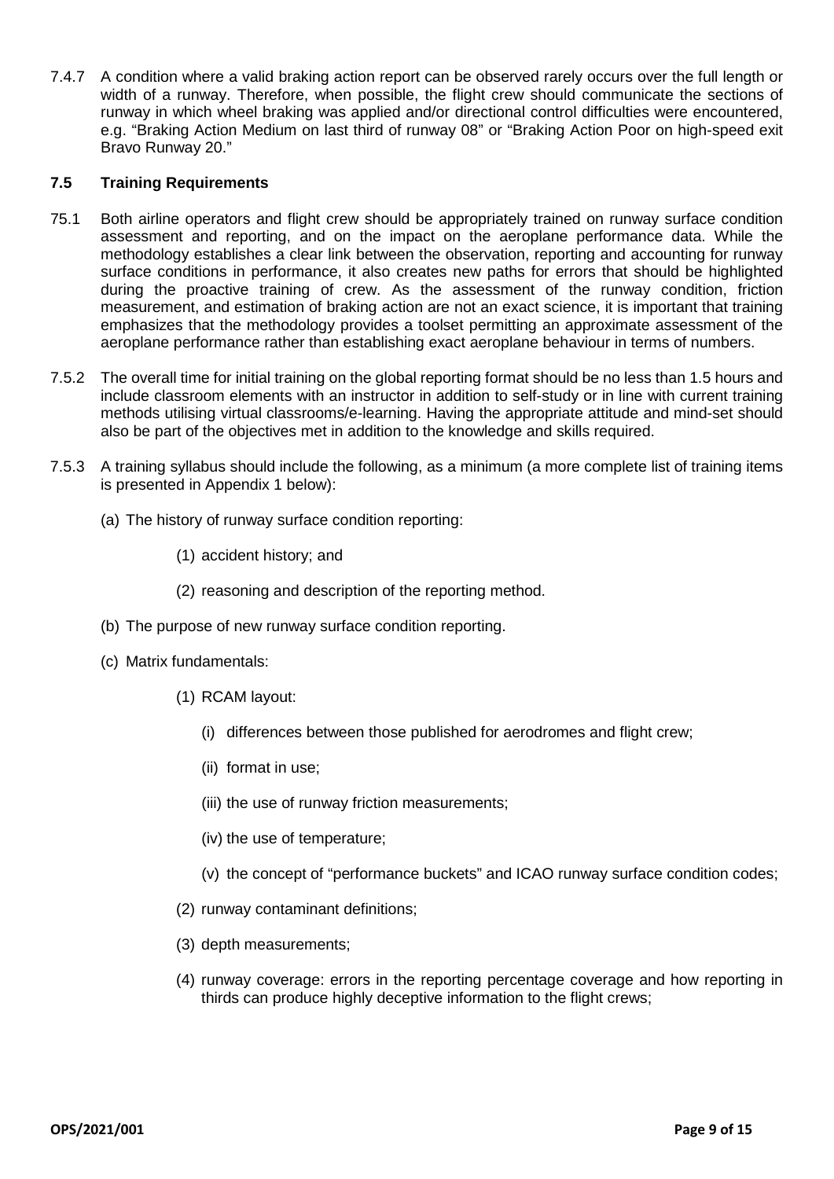7.4.7 A condition where a valid braking action report can be observed rarely occurs over the full length or width of a runway. Therefore, when possible, the flight crew should communicate the sections of runway in which wheel braking was applied and/or directional control difficulties were encountered, e.g. "Braking Action Medium on last third of runway 08" or "Braking Action Poor on high-speed exit Bravo Runway 20."

### 7.5 Training Requirements

75.1 Both airline operators and flight crew should be appropriately trained on runway surface condition assessment and reporting, and on the impact on the aeroplane performance data. While the methodology establishes a clear link between the observation, reporting and accounting for runway surface conditions in performance, it also creates new paths for errors that should be highlighted during the proactive training of crew. As the assessment of the runway condition, friction measurement, and estimation of braking action are not an exact science, it is important that training emphasizes that the methodology provides a toolset permitting an approximate assessment of the aeroplane performance rather than establishing exact aeroplane behaviour in terms of numbers.

7.5.2 The overall time for initial training on the global reporting format should be no less than 1.5 hours and include classroom elements with an instructor in addition to self-study or in line with current training methods utilising virtual classrooms/e-learning. Having the appropriate attitude and mind-set should also be part of the objectives met in addition to the knowledge and skills required.

7.5.3 A training syllabus should include the following, as a minimum (a more complete list of training items is presented in Appendix 1 below):

(a) The history of runway surface condition reporting:

- (1) accident history; and
- (2) reasoning and description of the reporting method.

(b) The purpose of new runway surface condition reporting.

(c) Matrix fundamentals:

- (1) RCAM layout:
  - (i) differences between those published for aerodromes and flight crew;
  - (ii) format in use;
  - (iii) the use of runway friction measurements;
  - (iv) the use of temperature;
  - (v) the concept of "performance buckets" and ICAO runway surface condition codes;
- (2) runway contaminant definitions;
- (3) depth measurements;
- (4) runway coverage: errors in the reporting percentage coverage and how reporting in thirds can produce highly deceptive information to the flight crews;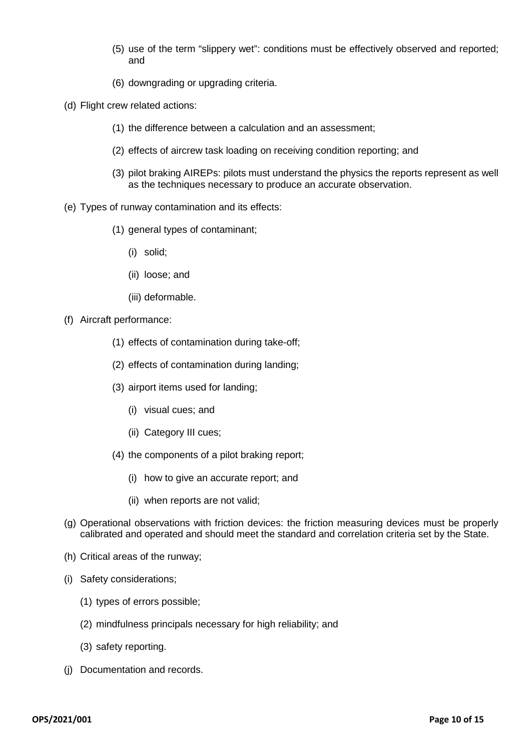(5) use of the term "slippery wet": conditions must be effectively observed and reported; and

(6) downgrading or upgrading criteria.

(d) Flight crew related actions:

(1) the difference between a calculation and an assessment;

(2) effects of aircrew task loading on receiving condition reporting; and

(3) pilot braking AIREPs: pilots must understand the physics the reports represent as well as the techniques necessary to produce an accurate observation.

(e) Types of runway contamination and its effects:

(1) general types of contaminant;

(i) solid;

(ii) loose; and

(iii) deformable.

(f) Aircraft performance:

(1) effects of contamination during take-off;

(2) effects of contamination during landing;

(3) airport items used for landing;

(i) visual cues; and

(ii) Category III cues;

(4) the components of a pilot braking report;

(i) how to give an accurate report; and

(ii) when reports are not valid;

(g) Operational observations with friction devices: the friction measuring devices must be properly calibrated and operated and should meet the standard and correlation criteria set by the State.

(h) Critical areas of the runway;

(i) Safety considerations;

(1) types of errors possible;

(2) mindfulness principals necessary for high reliability; and

(3) safety reporting.

(j) Documentation and records.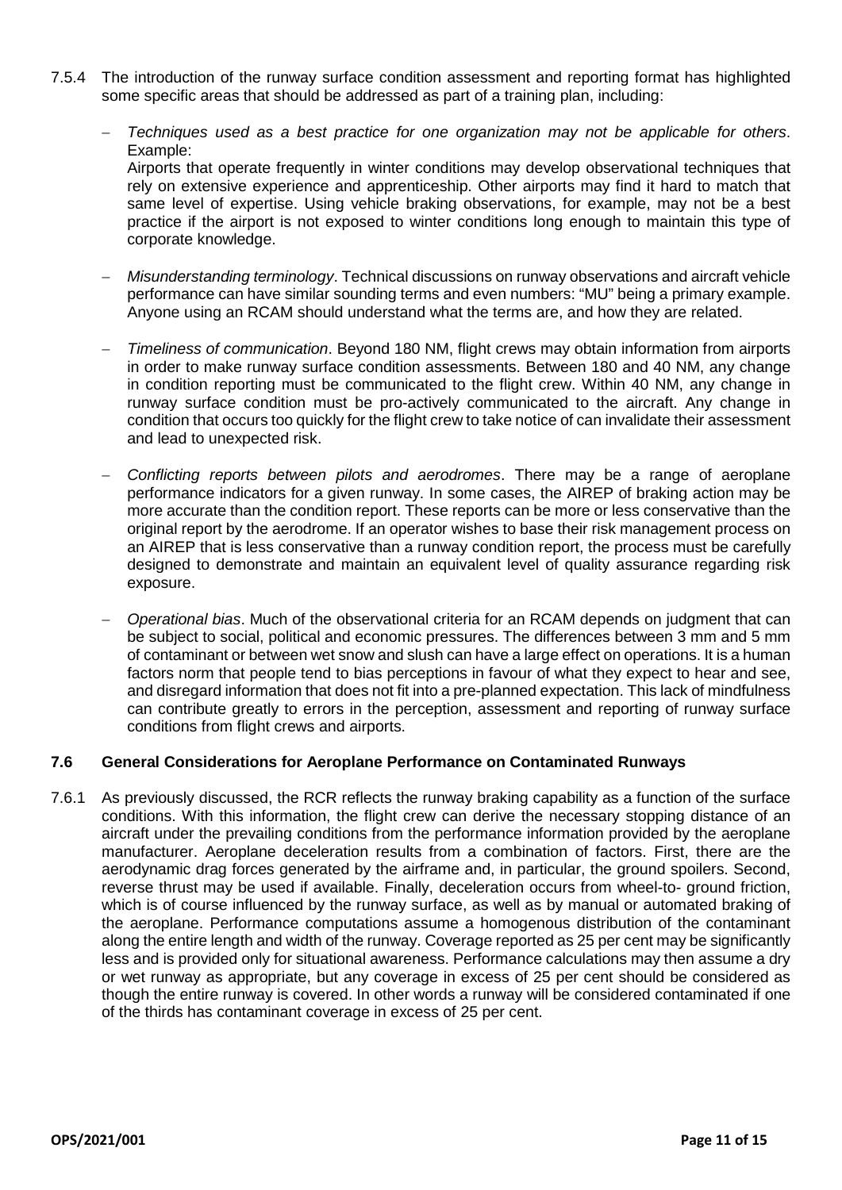7.5.4 The introduction of the runway surface condition assessment and reporting format has highlighted some specific areas that should be addressed as part of a training plan, including:

- *Techniques used as a best practice for one organization may not be applicable for others*. Example:
  Airports that operate frequently in winter conditions may develop observational techniques that rely on extensive experience and apprenticeship. Other airports may find it hard to match that same level of expertise. Using vehicle braking observations, for example, may not be a best practice if the airport is not exposed to winter conditions long enough to maintain this type of corporate knowledge.

- *Misunderstanding terminology*. Technical discussions on runway observations and aircraft vehicle performance can have similar sounding terms and even numbers: "MU" being a primary example. Anyone using an RCAM should understand what the terms are, and how they are related.

- *Timeliness of communication*. Beyond 180 NM, flight crews may obtain information from airports in order to make runway surface condition assessments. Between 180 and 40 NM, any change in condition reporting must be communicated to the flight crew. Within 40 NM, any change in runway surface condition must be pro-actively communicated to the aircraft. Any change in condition that occurs too quickly for the flight crew to take notice of can invalidate their assessment and lead to unexpected risk.

- *Conflicting reports between pilots and aerodromes*. There may be a range of aeroplane performance indicators for a given runway. In some cases, the AIREP of braking action may be more accurate than the condition report. These reports can be more or less conservative than the original report by the aerodrome. If an operator wishes to base their risk management process on an AIREP that is less conservative than a runway condition report, the process must be carefully designed to demonstrate and maintain an equivalent level of quality assurance regarding risk exposure.

- *Operational bias*. Much of the observational criteria for an RCAM depends on judgment that can be subject to social, political and economic pressures. The differences between 3 mm and 5 mm of contaminant or between wet snow and slush can have a large effect on operations. It is a human factors norm that people tend to bias perceptions in favour of what they expect to hear and see, and disregard information that does not fit into a pre-planned expectation. This lack of mindfulness can contribute greatly to errors in the perception, assessment and reporting of runway surface conditions from flight crews and airports.

### 7.6 General Considerations for Aeroplane Performance on Contaminated Runways

7.6.1 As previously discussed, the RCR reflects the runway braking capability as a function of the surface conditions. With this information, the flight crew can derive the necessary stopping distance of an aircraft under the prevailing conditions from the performance information provided by the aeroplane manufacturer. Aeroplane deceleration results from a combination of factors. First, there are the aerodynamic drag forces generated by the airframe and, in particular, the ground spoilers. Second, reverse thrust may be used if available. Finally, deceleration occurs from wheel-to- ground friction, which is of course influenced by the runway surface, as well as by manual or automated braking of the aeroplane. Performance computations assume a homogenous distribution of the contaminant along the entire length and width of the runway. Coverage reported as 25 per cent may be significantly less and is provided only for situational awareness. Performance calculations may then assume a dry or wet runway as appropriate, but any coverage in excess of 25 per cent should be considered as though the entire runway is covered. In other words a runway will be considered contaminated if one of the thirds has contaminant coverage in excess of 25 per cent.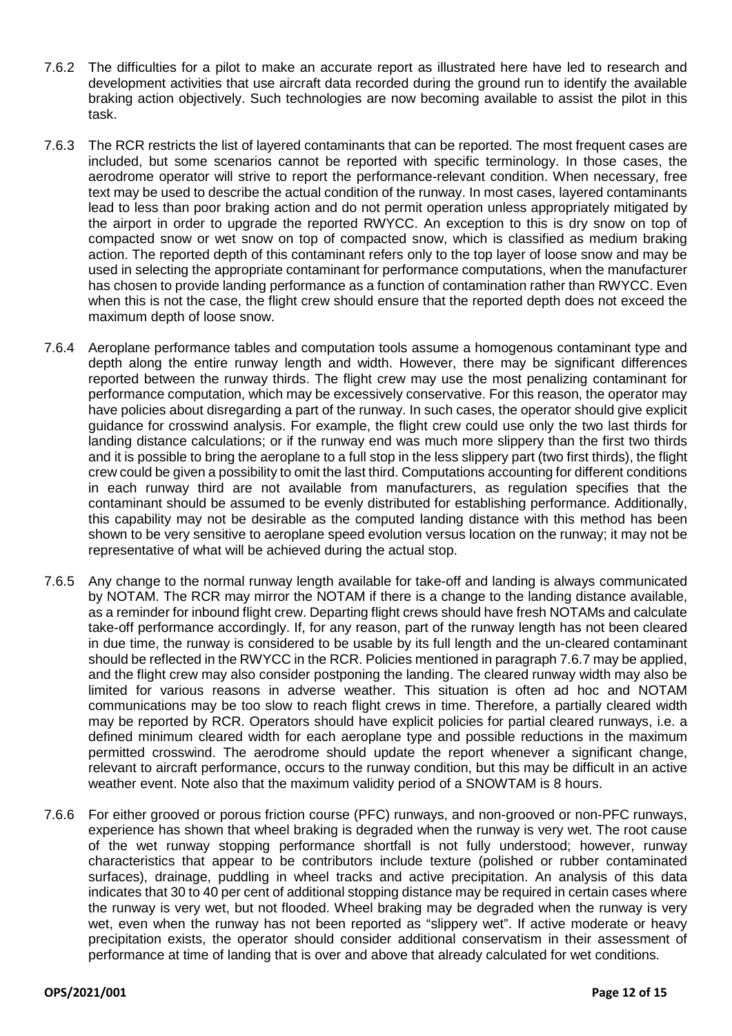7.6.2 The difficulties for a pilot to make an accurate report as illustrated here have led to research and development activities that use aircraft data recorded during the ground run to identify the available braking action objectively. Such technologies are now becoming available to assist the pilot in this task.

7.6.3 The RCR restricts the list of layered contaminants that can be reported. The most frequent cases are included, but some scenarios cannot be reported with specific terminology. In those cases, the aerodrome operator will strive to report the performance-relevant condition. When necessary, free text may be used to describe the actual condition of the runway. In most cases, layered contaminants lead to less than poor braking action and do not permit operation unless appropriately mitigated by the airport in order to upgrade the reported RWYCC. An exception to this is dry snow on top of compacted snow or wet snow on top of compacted snow, which is classified as medium braking action. The reported depth of this contaminant refers only to the top layer of loose snow and may be used in selecting the appropriate contaminant for performance computations, when the manufacturer has chosen to provide landing performance as a function of contamination rather than RWYCC. Even when this is not the case, the flight crew should ensure that the reported depth does not exceed the maximum depth of loose snow.

7.6.4 Aeroplane performance tables and computation tools assume a homogenous contaminant type and depth along the entire runway length and width. However, there may be significant differences reported between the runway thirds. The flight crew may use the most penalizing contaminant for performance computation, which may be excessively conservative. For this reason, the operator may have policies about disregarding a part of the runway. In such cases, the operator should give explicit guidance for crosswind analysis. For example, the flight crew could use only the two last thirds for landing distance calculations; or if the runway end was much more slippery than the first two thirds and it is possible to bring the aeroplane to a full stop in the less slippery part (two first thirds), the flight crew could be given a possibility to omit the last third. Computations accounting for different conditions in each runway third are not available from manufacturers, as regulation specifies that the contaminant should be assumed to be evenly distributed for establishing performance. Additionally, this capability may not be desirable as the computed landing distance with this method has been shown to be very sensitive to aeroplane speed evolution versus location on the runway; it may not be representative of what will be achieved during the actual stop.

7.6.5 Any change to the normal runway length available for take-off and landing is always communicated by NOTAM. The RCR may mirror the NOTAM if there is a change to the landing distance available, as a reminder for inbound flight crew. Departing flight crews should have fresh NOTAMs and calculate take-off performance accordingly. If, for any reason, part of the runway length has not been cleared in due time, the runway is considered to be usable by its full length and the un-cleared contaminant should be reflected in the RWYCC in the RCR. Policies mentioned in paragraph 7.6.7 may be applied, and the flight crew may also consider postponing the landing. The cleared runway width may also be limited for various reasons in adverse weather. This situation is often ad hoc and NOTAM communications may be too slow to reach flight crews in time. Therefore, a partially cleared width may be reported by RCR. Operators should have explicit policies for partial cleared runways, i.e. a defined minimum cleared width for each aeroplane type and possible reductions in the maximum permitted crosswind. The aerodrome should update the report whenever a significant change, relevant to aircraft performance, occurs to the runway condition, but this may be difficult in an active weather event. Note also that the maximum validity period of a SNOWTAM is 8 hours.

7.6.6 For either grooved or porous friction course (PFC) runways, and non-grooved or non-PFC runways, experience has shown that wheel braking is degraded when the runway is very wet. The root cause of the wet runway stopping performance shortfall is not fully understood; however, runway characteristics that appear to be contributors include texture (polished or rubber contaminated surfaces), drainage, puddling in wheel tracks and active precipitation. An analysis of this data indicates that 30 to 40 per cent of additional stopping distance may be required in certain cases where the runway is very wet, but not flooded. Wheel braking may be degraded when the runway is very wet, even when the runway has not been reported as "slippery wet". If active moderate or heavy precipitation exists, the operator should consider additional conservatism in their assessment of performance at time of landing that is over and above that already calculated for wet conditions.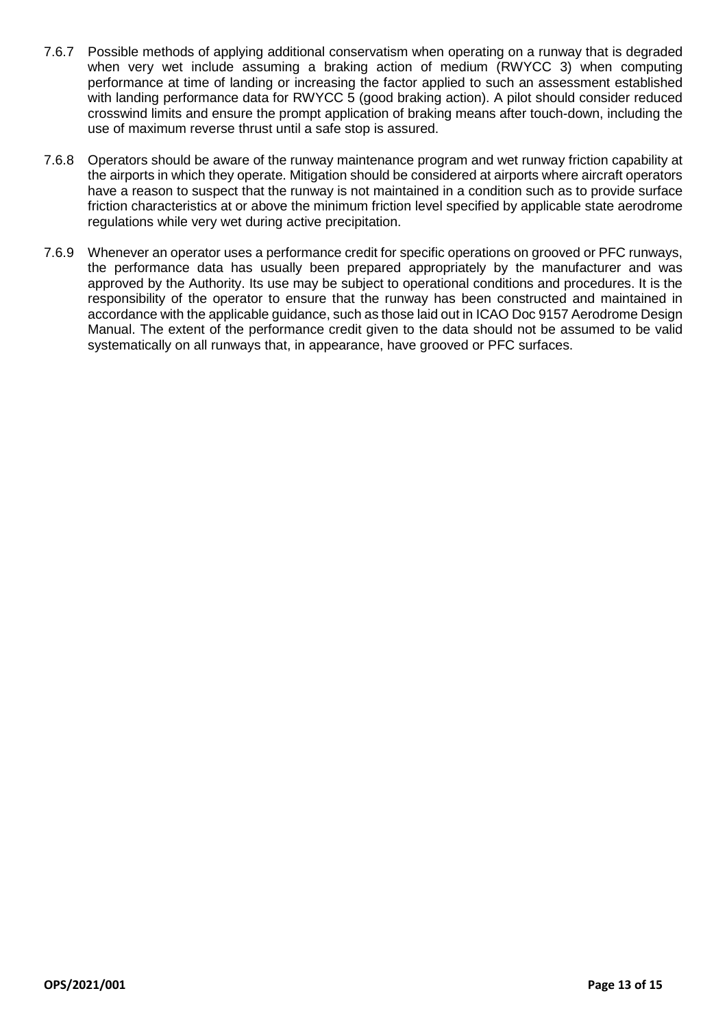7.6.7 Possible methods of applying additional conservatism when operating on a runway that is degraded when very wet include assuming a braking action of medium (RWYCC 3) when computing performance at time of landing or increasing the factor applied to such an assessment established with landing performance data for RWYCC 5 (good braking action). A pilot should consider reduced crosswind limits and ensure the prompt application of braking means after touch-down, including the use of maximum reverse thrust until a safe stop is assured.

7.6.8 Operators should be aware of the runway maintenance program and wet runway friction capability at the airports in which they operate. Mitigation should be considered at airports where aircraft operators have a reason to suspect that the runway is not maintained in a condition such as to provide surface friction characteristics at or above the minimum friction level specified by applicable state aerodrome regulations while very wet during active precipitation.

7.6.9 Whenever an operator uses a performance credit for specific operations on grooved or PFC runways, the performance data has usually been prepared appropriately by the manufacturer and was approved by the Authority. Its use may be subject to operational conditions and procedures. It is the responsibility of the operator to ensure that the runway has been constructed and maintained in accordance with the applicable guidance, such as those laid out in ICAO Doc 9157 Aerodrome Design Manual. The extent of the performance credit given to the data should not be assumed to be valid systematically on all runways that, in appearance, have grooved or PFC surfaces.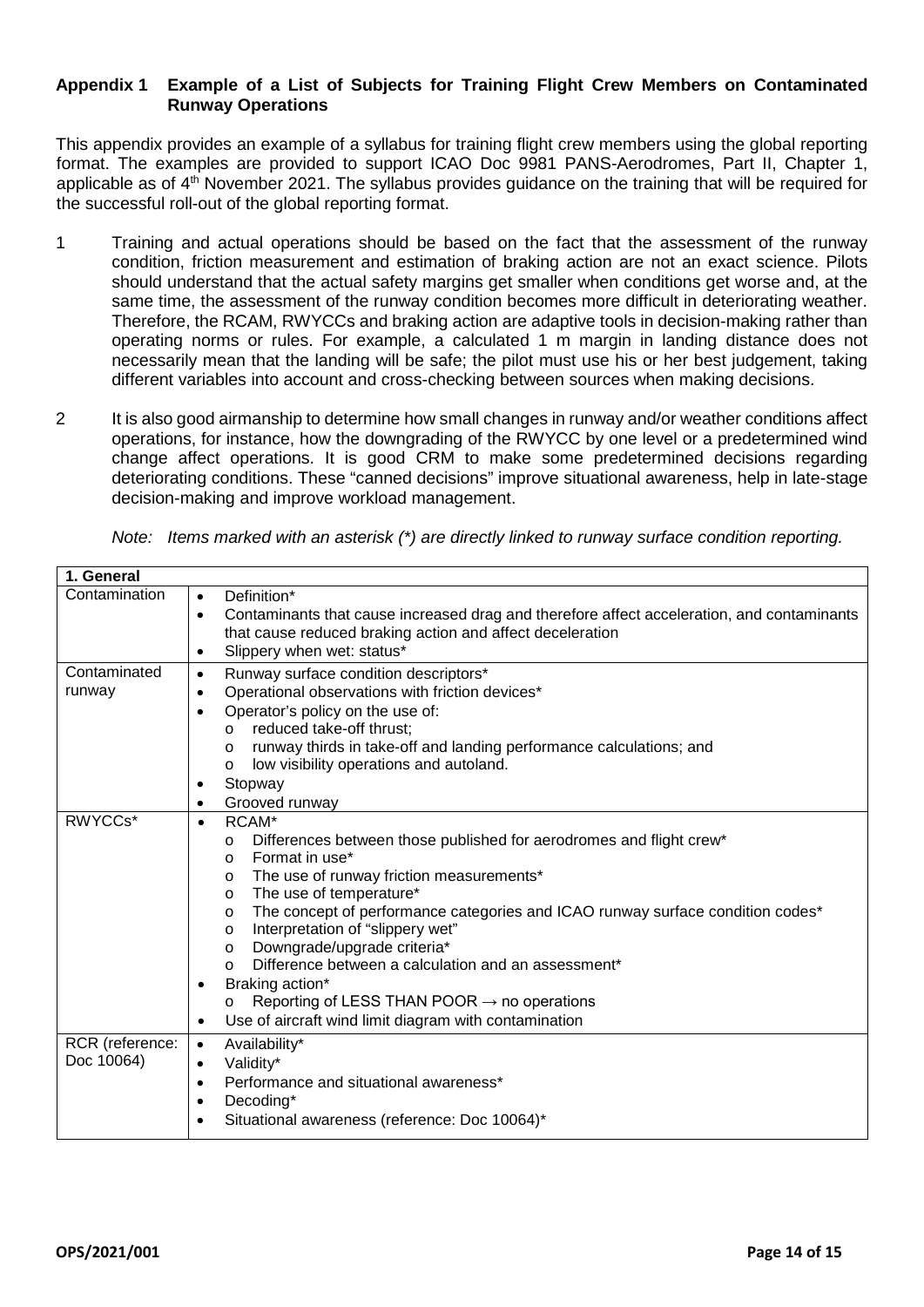## Appendix 1 Example of a List of Subjects for Training Flight Crew Members on Contaminated Runway Operations

This appendix provides an example of a syllabus for training flight crew members using the global reporting format. The examples are provided to support ICAO Doc 9981 PANS-Aerodromes, Part II, Chapter 1, applicable as of 4th November 2021. The syllabus provides guidance on the training that will be required for the successful roll-out of the global reporting format.

1 Training and actual operations should be based on the fact that the assessment of the runway condition, friction measurement and estimation of braking action are not an exact science. Pilots should understand that the actual safety margins get smaller when conditions get worse and, at the same time, the assessment of the runway condition becomes more difficult in deteriorating weather. Therefore, the RCAM, RWYCCs and braking action are adaptive tools in decision-making rather than operating norms or rules. For example, a calculated 1 m margin in landing distance does not necessarily mean that the landing will be safe; the pilot must use his or her best judgement, taking different variables into account and cross-checking between sources when making decisions.

2 It is also good airmanship to determine how small changes in runway and/or weather conditions affect operations, for instance, how the downgrading of the RWYCC by one level or a predetermined wind change affect operations. It is good CRM to make some predetermined decisions regarding deteriorating conditions. These "canned decisions" improve situational awareness, help in late-stage decision-making and improve workload management.

*Note: Items marked with an asterisk (*) are directly linked to runway surface condition reporting.*

| **1. General** | |
|---|---|
| Contamination | • Definition*<br>• Contaminants that cause increased drag and therefore affect acceleration, and contaminants that cause reduced braking action and affect deceleration<br>• Slippery when wet: status* |
| Contaminated runway | • Runway surface condition descriptors*<br>• Operational observations with friction devices*<br>• Operator's policy on the use of:<br>&nbsp;&nbsp;o reduced take-off thrust;<br>&nbsp;&nbsp;o runway thirds in take-off and landing performance calculations; and<br>&nbsp;&nbsp;o low visibility operations and autoland.<br>• Stopway<br>• Grooved runway |
| RWYCCs* | • RCAM*<br>&nbsp;&nbsp;o Differences between those published for aerodromes and flight crew*<br>&nbsp;&nbsp;o Format in use*<br>&nbsp;&nbsp;o The use of runway friction measurements*<br>&nbsp;&nbsp;o The use of temperature*<br>&nbsp;&nbsp;o The concept of performance categories and ICAO runway surface condition codes*<br>&nbsp;&nbsp;o Interpretation of "slippery wet"<br>&nbsp;&nbsp;o Downgrade/upgrade criteria*<br>&nbsp;&nbsp;o Difference between a calculation and an assessment*<br>• Braking action*<br>&nbsp;&nbsp;o Reporting of LESS THAN POOR → no operations<br>• Use of aircraft wind limit diagram with contamination |
| RCR (reference: Doc 10064) | • Availability*<br>• Validity*<br>• Performance and situational awareness*<br>• Decoding*<br>• Situational awareness (reference: Doc 10064)* |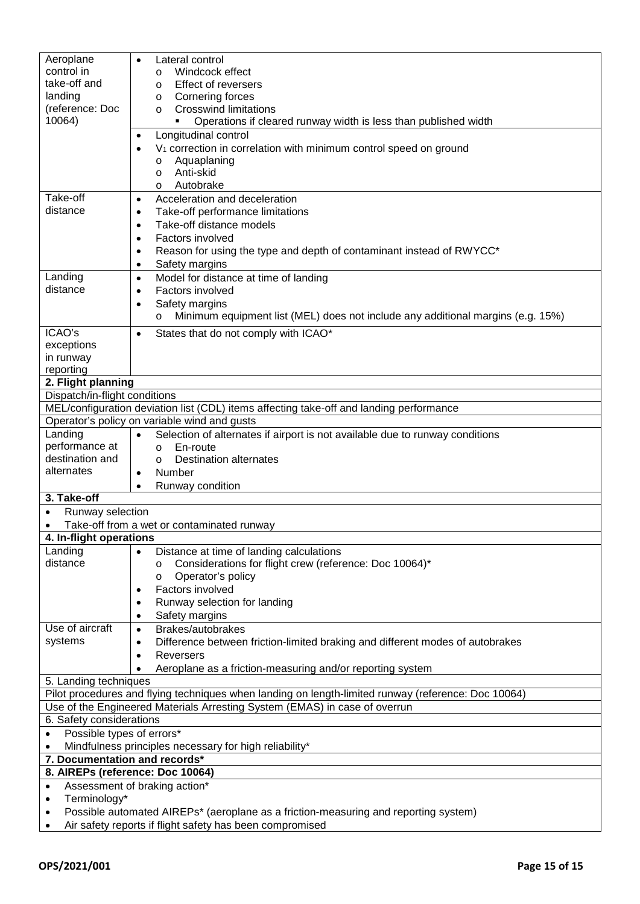| | |
|---|---|
| Aeroplane control in take-off and landing (reference: Doc 10064) | • Lateral control<br>  o Windcock effect<br>  o Effect of reversers<br>  o Cornering forces<br>  o Crosswind limitations<br>    ▪ Operations if cleared runway width is less than published width |
| | • Longitudinal control<br>• $V_1$ correction in correlation with minimum control speed on ground<br>  o Aquaplaning<br>  o Anti-skid<br>  o Autobrake |
| Take-off distance | • Acceleration and deceleration<br>• Take-off performance limitations<br>• Take-off distance models<br>• Factors involved<br>• Reason for using the type and depth of contaminant instead of RWYCC*<br>• Safety margins |
| Landing distance | • Model for distance at time of landing<br>• Factors involved<br>• Safety margins<br>  o Minimum equipment list (MEL) does not include any additional margins (e.g. 15%) |
| ICAO's exceptions in runway reporting | • States that do not comply with ICAO* |
| **2. Flight planning** | |
| Dispatch/in-flight conditions | |
| MEL/configuration deviation list (CDL) items affecting take-off and landing performance | |
| Operator's policy on variable wind and gusts | |
| Landing performance at destination and alternates | • Selection of alternates if airport is not available due to runway conditions<br>  o En-route<br>  o Destination alternates<br>• Number<br>• Runway condition |
| **3. Take-off** | |
| • Runway selection<br>• Take-off from a wet or contaminated runway | |
| **4. In-flight operations** | |
| Landing distance | • Distance at time of landing calculations<br>  o Considerations for flight crew (reference: Doc 10064)*<br>  o Operator's policy<br>• Factors involved<br>• Runway selection for landing<br>• Safety margins |
| Use of aircraft systems | • Brakes/autobrakes<br>• Difference between friction-limited braking and different modes of autobrakes<br>• Reversers<br>• Aeroplane as a friction-measuring and/or reporting system |
| 5. Landing techniques | |
| Pilot procedures and flying techniques when landing on length-limited runway (reference: Doc 10064) | |
| Use of the Engineered Materials Arresting System (EMAS) in case of overrun | |
| 6. Safety considerations | |
| • Possible types of errors*<br>• Mindfulness principles necessary for high reliability* | |
| **7. Documentation and records*** | |
| **8. AIREPs (reference: Doc 10064)** | |
| • Assessment of braking action*<br>• Terminology*<br>• Possible automated AIREPs* (aeroplane as a friction-measuring and reporting system)<br>• Air safety reports if flight safety has been compromised | |